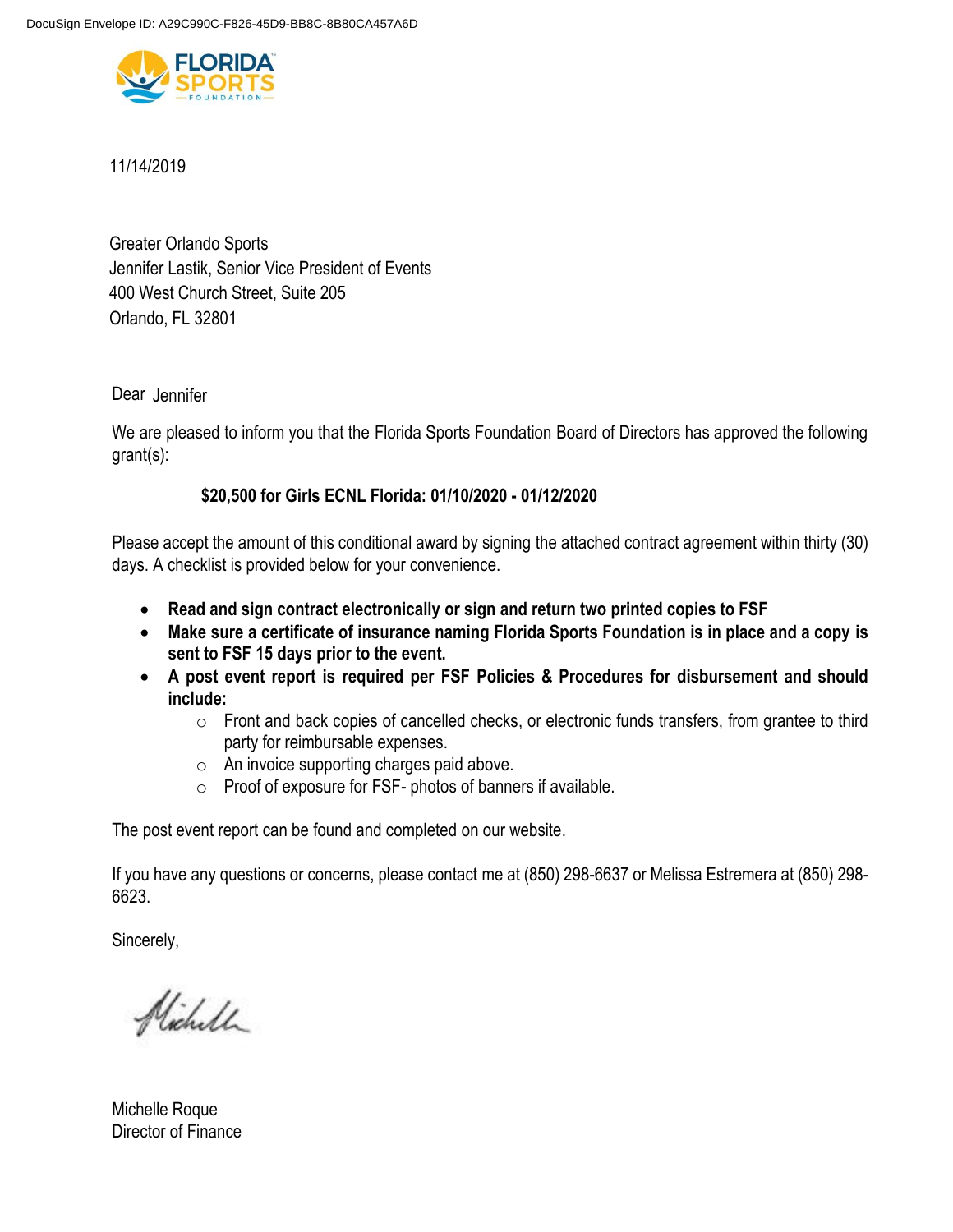DocuSign Envelope ID: A29C990C-F826-45D9-BB8C-8B80CA457A6D

FLORIDA SPORTS FOUNDATION

11/14/2019

Greater Orlando Sports
Jennifer Lastik, Senior Vice President of Events
400 West Church Street, Suite 205
Orlando, FL 32801

Dear Jennifer

We are pleased to inform you that the Florida Sports Foundation Board of Directors has approved the following grant(s):

**$20,500 for Girls ECNL Florida: 01/10/2020 - 01/12/2020**

Please accept the amount of this conditional award by signing the attached contract agreement within thirty (30) days. A checklist is provided below for your convenience.

- **Read and sign contract electronically or sign and return two printed copies to FSF**
- **Make sure a certificate of insurance naming Florida Sports Foundation is in place and a copy is sent to FSF 15 days prior to the event.**
- **A post event report is required per FSF Policies & Procedures for disbursement and should include:**
  - Front and back copies of cancelled checks, or electronic funds transfers, from grantee to third party for reimbursable expenses.
  - An invoice supporting charges paid above.
  - Proof of exposure for FSF- photos of banners if available.

The post event report can be found and completed on our website.

If you have any questions or concerns, please contact me at (850) 298-6637 or Melissa Estremera at (850) 298-6623.

Sincerely,

Michelle

Michelle Roque
Director of Finance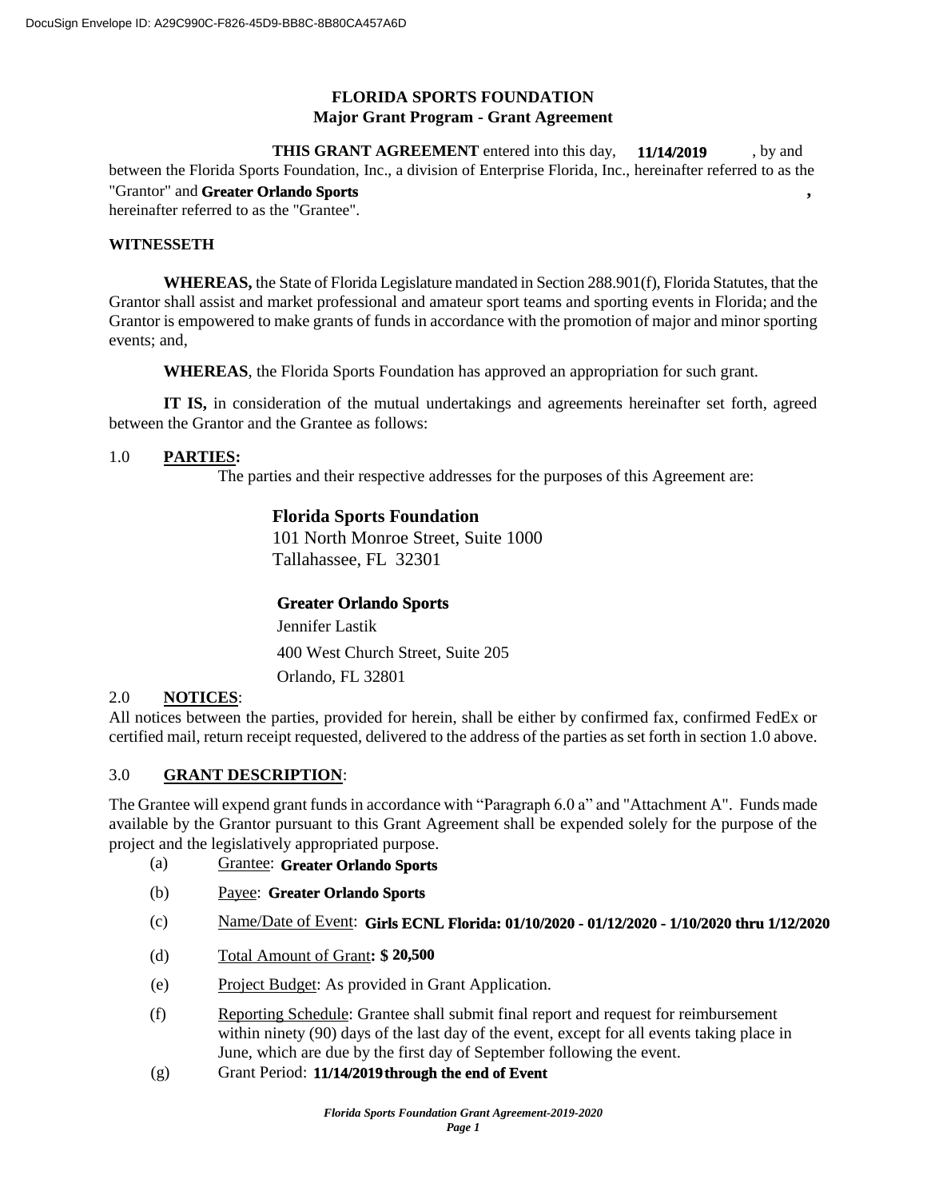# FLORIDA SPORTS FOUNDATION
## Major Grant Program - Grant Agreement

**THIS GRANT AGREEMENT** entered into this day, **11/14/2019**, by and between the Florida Sports Foundation, Inc., a division of Enterprise Florida, Inc., hereinafter referred to as the "Grantor" and **Greater Orlando Sports**, hereinafter referred to as the "Grantee".

**WITNESSETH**

**WHEREAS,** the State of Florida Legislature mandated in Section 288.901(f), Florida Statutes, that the Grantor shall assist and market professional and amateur sport teams and sporting events in Florida; and the Grantor is empowered to make grants of funds in accordance with the promotion of major and minor sporting events; and,

**WHEREAS**, the Florida Sports Foundation has approved an appropriation for such grant.

**IT IS,** in consideration of the mutual undertakings and agreements hereinafter set forth, agreed between the Grantor and the Grantee as follows:

1.0 **PARTIES:**

The parties and their respective addresses for the purposes of this Agreement are:

**Florida Sports Foundation**
101 North Monroe Street, Suite 1000
Tallahassee, FL 32301

**Greater Orlando Sports**
Jennifer Lastik
400 West Church Street, Suite 205
Orlando, FL 32801

2.0 **NOTICES**:

All notices between the parties, provided for herein, shall be either by confirmed fax, confirmed FedEx or certified mail, return receipt requested, delivered to the address of the parties as set forth in section 1.0 above.

3.0 **GRANT DESCRIPTION**:

The Grantee will expend grant funds in accordance with "Paragraph 6.0 a" and "Attachment A". Funds made available by the Grantor pursuant to this Grant Agreement shall be expended solely for the purpose of the project and the legislatively appropriated purpose.

(a) Grantee: **Greater Orlando Sports**

(b) Payee: **Greater Orlando Sports**

(c) Name/Date of Event: **Girls ECNL Florida: 01/10/2020 - 01/12/2020 - 1/10/2020 thru 1/12/2020**

(d) Total Amount of Grant**: $ 20,500**

(e) Project Budget: As provided in Grant Application.

(f) Reporting Schedule: Grantee shall submit final report and request for reimbursement within ninety (90) days of the last day of the event, except for all events taking place in June, which are due by the first day of September following the event.

(g) Grant Period: **11/14/2019 through the end of Event**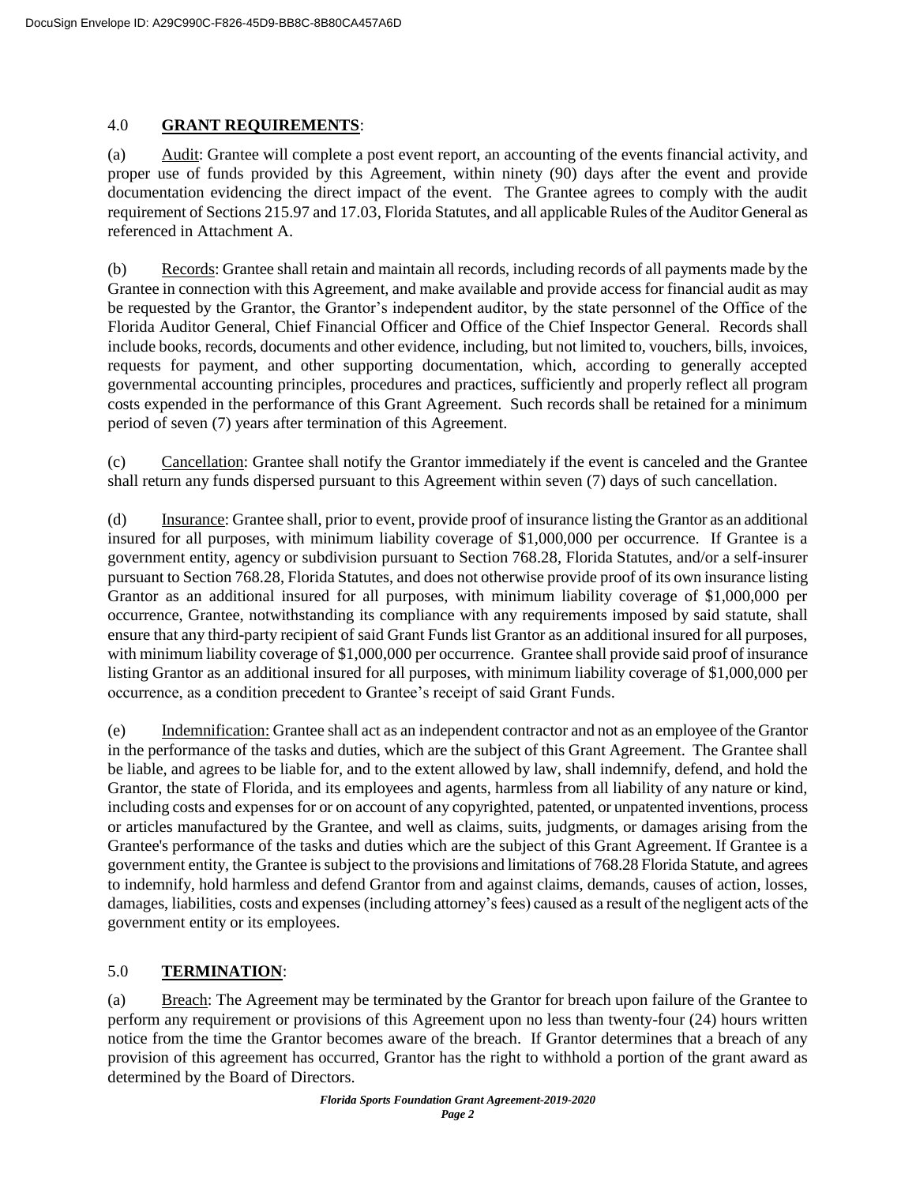## 4.0 **GRANT REQUIREMENTS**:

(a) Audit: Grantee will complete a post event report, an accounting of the events financial activity, and proper use of funds provided by this Agreement, within ninety (90) days after the event and provide documentation evidencing the direct impact of the event. The Grantee agrees to comply with the audit requirement of Sections 215.97 and 17.03, Florida Statutes, and all applicable Rules of the Auditor General as referenced in Attachment A.

(b) Records: Grantee shall retain and maintain all records, including records of all payments made by the Grantee in connection with this Agreement, and make available and provide access for financial audit as may be requested by the Grantor, the Grantor's independent auditor, by the state personnel of the Office of the Florida Auditor General, Chief Financial Officer and Office of the Chief Inspector General. Records shall include books, records, documents and other evidence, including, but not limited to, vouchers, bills, invoices, requests for payment, and other supporting documentation, which, according to generally accepted governmental accounting principles, procedures and practices, sufficiently and properly reflect all program costs expended in the performance of this Grant Agreement. Such records shall be retained for a minimum period of seven (7) years after termination of this Agreement.

(c) Cancellation: Grantee shall notify the Grantor immediately if the event is canceled and the Grantee shall return any funds dispersed pursuant to this Agreement within seven (7) days of such cancellation.

(d) Insurance: Grantee shall, prior to event, provide proof of insurance listing the Grantor as an additional insured for all purposes, with minimum liability coverage of $1,000,000 per occurrence. If Grantee is a government entity, agency or subdivision pursuant to Section 768.28, Florida Statutes, and/or a self-insurer pursuant to Section 768.28, Florida Statutes, and does not otherwise provide proof of its own insurance listing Grantor as an additional insured for all purposes, with minimum liability coverage of $1,000,000 per occurrence, Grantee, notwithstanding its compliance with any requirements imposed by said statute, shall ensure that any third-party recipient of said Grant Funds list Grantor as an additional insured for all purposes, with minimum liability coverage of $1,000,000 per occurrence. Grantee shall provide said proof of insurance listing Grantor as an additional insured for all purposes, with minimum liability coverage of $1,000,000 per occurrence, as a condition precedent to Grantee's receipt of said Grant Funds.

(e) Indemnification: Grantee shall act as an independent contractor and not as an employee of the Grantor in the performance of the tasks and duties, which are the subject of this Grant Agreement. The Grantee shall be liable, and agrees to be liable for, and to the extent allowed by law, shall indemnify, defend, and hold the Grantor, the state of Florida, and its employees and agents, harmless from all liability of any nature or kind, including costs and expenses for or on account of any copyrighted, patented, or unpatented inventions, process or articles manufactured by the Grantee, and well as claims, suits, judgments, or damages arising from the Grantee's performance of the tasks and duties which are the subject of this Grant Agreement. If Grantee is a government entity, the Grantee is subject to the provisions and limitations of 768.28 Florida Statute, and agrees to indemnify, hold harmless and defend Grantor from and against claims, demands, causes of action, losses, damages, liabilities, costs and expenses (including attorney's fees) caused as a result of the negligent acts of the government entity or its employees.

## 5.0 **TERMINATION**:

(a) Breach: The Agreement may be terminated by the Grantor for breach upon failure of the Grantee to perform any requirement or provisions of this Agreement upon no less than twenty-four (24) hours written notice from the time the Grantor becomes aware of the breach. If Grantor determines that a breach of any provision of this agreement has occurred, Grantor has the right to withhold a portion of the grant award as determined by the Board of Directors.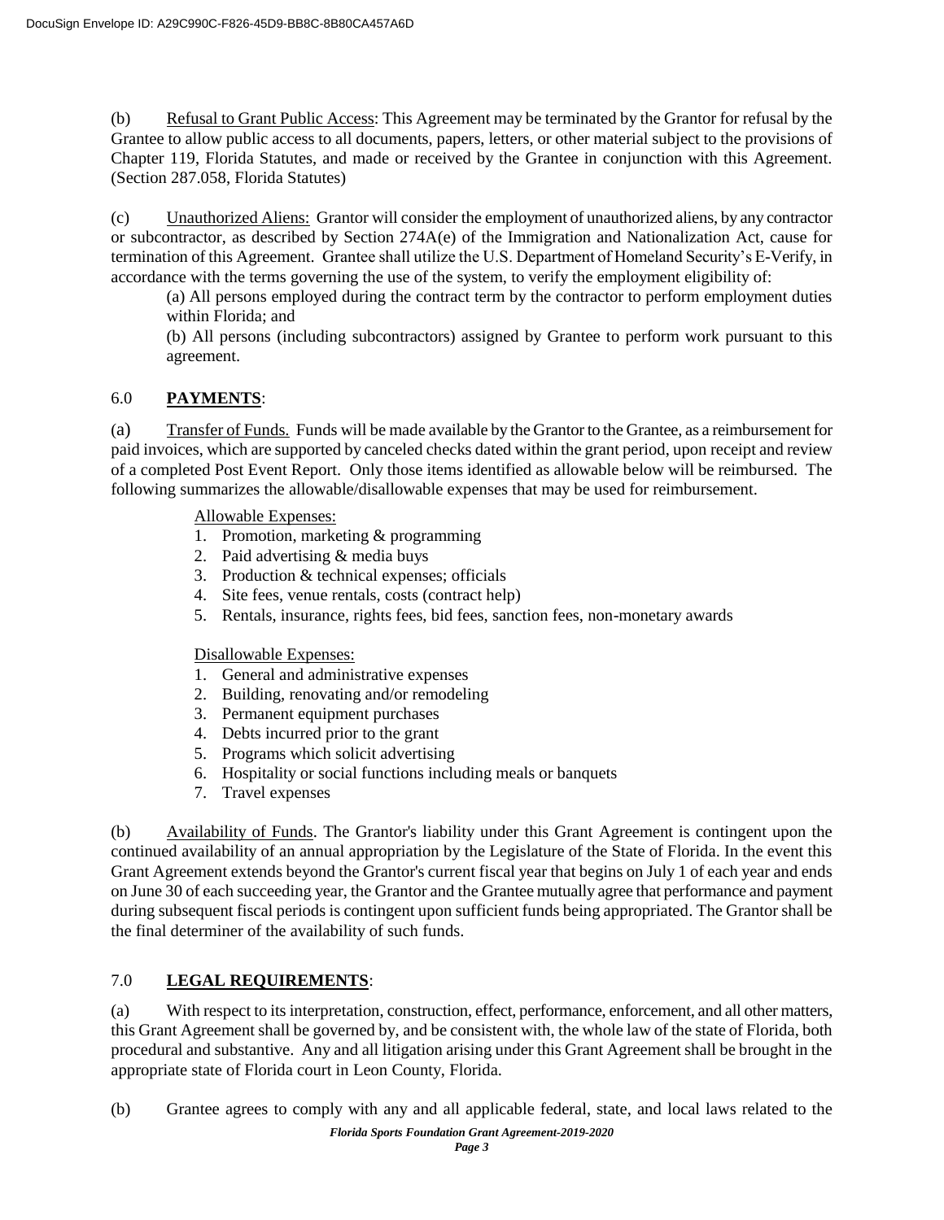(b) Refusal to Grant Public Access: This Agreement may be terminated by the Grantor for refusal by the Grantee to allow public access to all documents, papers, letters, or other material subject to the provisions of Chapter 119, Florida Statutes, and made or received by the Grantee in conjunction with this Agreement. (Section 287.058, Florida Statutes)

(c) Unauthorized Aliens: Grantor will consider the employment of unauthorized aliens, by any contractor or subcontractor, as described by Section 274A(e) of the Immigration and Nationalization Act, cause for termination of this Agreement. Grantee shall utilize the U.S. Department of Homeland Security's E-Verify, in accordance with the terms governing the use of the system, to verify the employment eligibility of:

> (a) All persons employed during the contract term by the contractor to perform employment duties within Florida; and
>
> (b) All persons (including subcontractors) assigned by Grantee to perform work pursuant to this agreement.

## 6.0 **PAYMENTS**:

(a) Transfer of Funds. Funds will be made available by the Grantor to the Grantee, as a reimbursement for paid invoices, which are supported by canceled checks dated within the grant period, upon receipt and review of a completed Post Event Report. Only those items identified as allowable below will be reimbursed. The following summarizes the allowable/disallowable expenses that may be used for reimbursement.

Allowable Expenses:

1. Promotion, marketing & programming
2. Paid advertising & media buys
3. Production & technical expenses; officials
4. Site fees, venue rentals, costs (contract help)
5. Rentals, insurance, rights fees, bid fees, sanction fees, non-monetary awards

Disallowable Expenses:

1. General and administrative expenses
2. Building, renovating and/or remodeling
3. Permanent equipment purchases
4. Debts incurred prior to the grant
5. Programs which solicit advertising
6. Hospitality or social functions including meals or banquets
7. Travel expenses

(b) Availability of Funds. The Grantor's liability under this Grant Agreement is contingent upon the continued availability of an annual appropriation by the Legislature of the State of Florida. In the event this Grant Agreement extends beyond the Grantor's current fiscal year that begins on July 1 of each year and ends on June 30 of each succeeding year, the Grantor and the Grantee mutually agree that performance and payment during subsequent fiscal periods is contingent upon sufficient funds being appropriated. The Grantor shall be the final determiner of the availability of such funds.

## 7.0 **LEGAL REQUIREMENTS**:

(a) With respect to its interpretation, construction, effect, performance, enforcement, and all other matters, this Grant Agreement shall be governed by, and be consistent with, the whole law of the state of Florida, both procedural and substantive. Any and all litigation arising under this Grant Agreement shall be brought in the appropriate state of Florida court in Leon County, Florida.

(b) Grantee agrees to comply with any and all applicable federal, state, and local laws related to the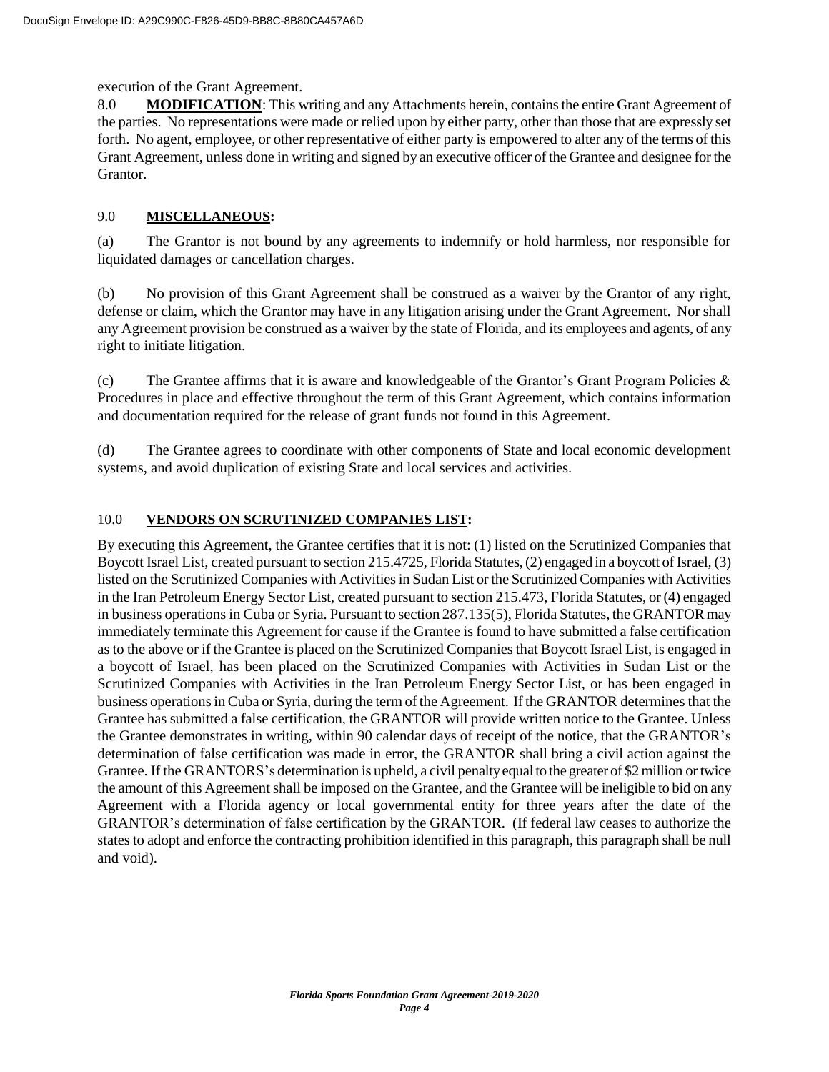execution of the Grant Agreement.

8.0 **MODIFICATION**: This writing and any Attachments herein, contains the entire Grant Agreement of the parties. No representations were made or relied upon by either party, other than those that are expressly set forth. No agent, employee, or other representative of either party is empowered to alter any of the terms of this Grant Agreement, unless done in writing and signed by an executive officer of the Grantee and designee for the Grantor.

## 9.0 **MISCELLANEOUS:**

(a) The Grantor is not bound by any agreements to indemnify or hold harmless, nor responsible for liquidated damages or cancellation charges.

(b) No provision of this Grant Agreement shall be construed as a waiver by the Grantor of any right, defense or claim, which the Grantor may have in any litigation arising under the Grant Agreement. Nor shall any Agreement provision be construed as a waiver by the state of Florida, and its employees and agents, of any right to initiate litigation.

(c) The Grantee affirms that it is aware and knowledgeable of the Grantor's Grant Program Policies & Procedures in place and effective throughout the term of this Grant Agreement, which contains information and documentation required for the release of grant funds not found in this Agreement.

(d) The Grantee agrees to coordinate with other components of State and local economic development systems, and avoid duplication of existing State and local services and activities.

## 10.0 **VENDORS ON SCRUTINIZED COMPANIES LIST:**

By executing this Agreement, the Grantee certifies that it is not: (1) listed on the Scrutinized Companies that Boycott Israel List, created pursuant to section 215.4725, Florida Statutes, (2) engaged in a boycott of Israel, (3) listed on the Scrutinized Companies with Activities in Sudan List or the Scrutinized Companies with Activities in the Iran Petroleum Energy Sector List, created pursuant to section 215.473, Florida Statutes, or (4) engaged in business operations in Cuba or Syria. Pursuant to section 287.135(5), Florida Statutes, the GRANTOR may immediately terminate this Agreement for cause if the Grantee is found to have submitted a false certification as to the above or if the Grantee is placed on the Scrutinized Companies that Boycott Israel List, is engaged in a boycott of Israel, has been placed on the Scrutinized Companies with Activities in Sudan List or the Scrutinized Companies with Activities in the Iran Petroleum Energy Sector List, or has been engaged in business operations in Cuba or Syria, during the term of the Agreement. If the GRANTOR determines that the Grantee has submitted a false certification, the GRANTOR will provide written notice to the Grantee. Unless the Grantee demonstrates in writing, within 90 calendar days of receipt of the notice, that the GRANTOR's determination of false certification was made in error, the GRANTOR shall bring a civil action against the Grantee. If the GRANTORS's determination is upheld, a civil penalty equal to the greater of $2 million or twice the amount of this Agreement shall be imposed on the Grantee, and the Grantee will be ineligible to bid on any Agreement with a Florida agency or local governmental entity for three years after the date of the GRANTOR's determination of false certification by the GRANTOR. (If federal law ceases to authorize the states to adopt and enforce the contracting prohibition identified in this paragraph, this paragraph shall be null and void).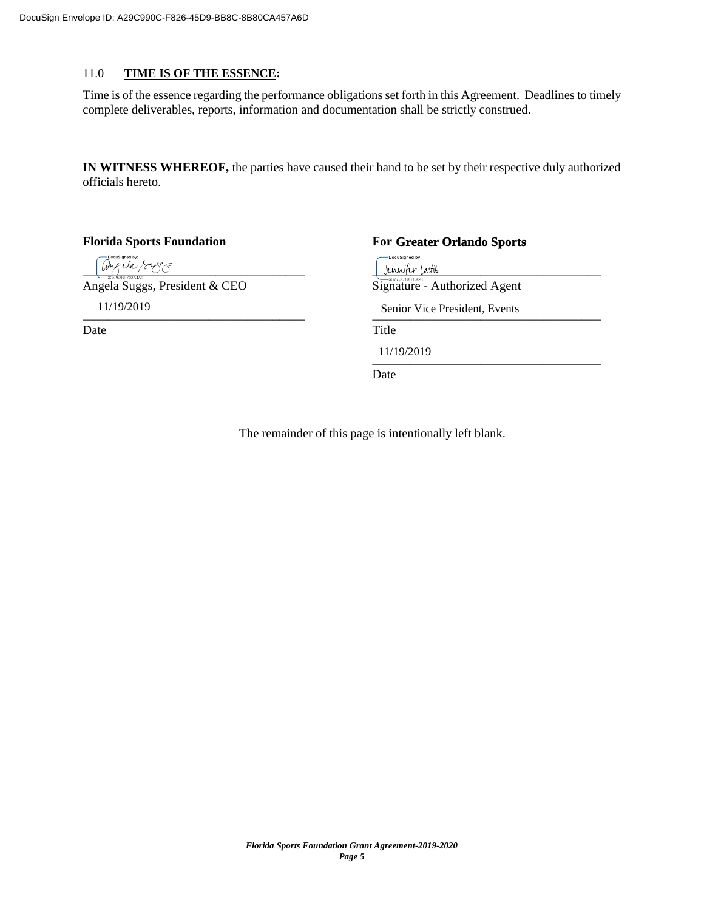## 11.0 **TIME IS OF THE ESSENCE:**

Time is of the essence regarding the performance obligations set forth in this Agreement. Deadlines to timely complete deliverables, reports, information and documentation shall be strictly construed.

**IN WITNESS WHEREOF,** the parties have caused their hand to be set by their respective duly authorized officials hereto.

**Florida Sports Foundation**

DocuSigned by: Angela Suggs

Angela Suggs, President & CEO

11/19/2019

Date

**For Greater Orlando Sports**

DocuSigned by: Jennifer Lastik

Signature - Authorized Agent

Senior Vice President, Events

Title

11/19/2019

Date

The remainder of this page is intentionally left blank.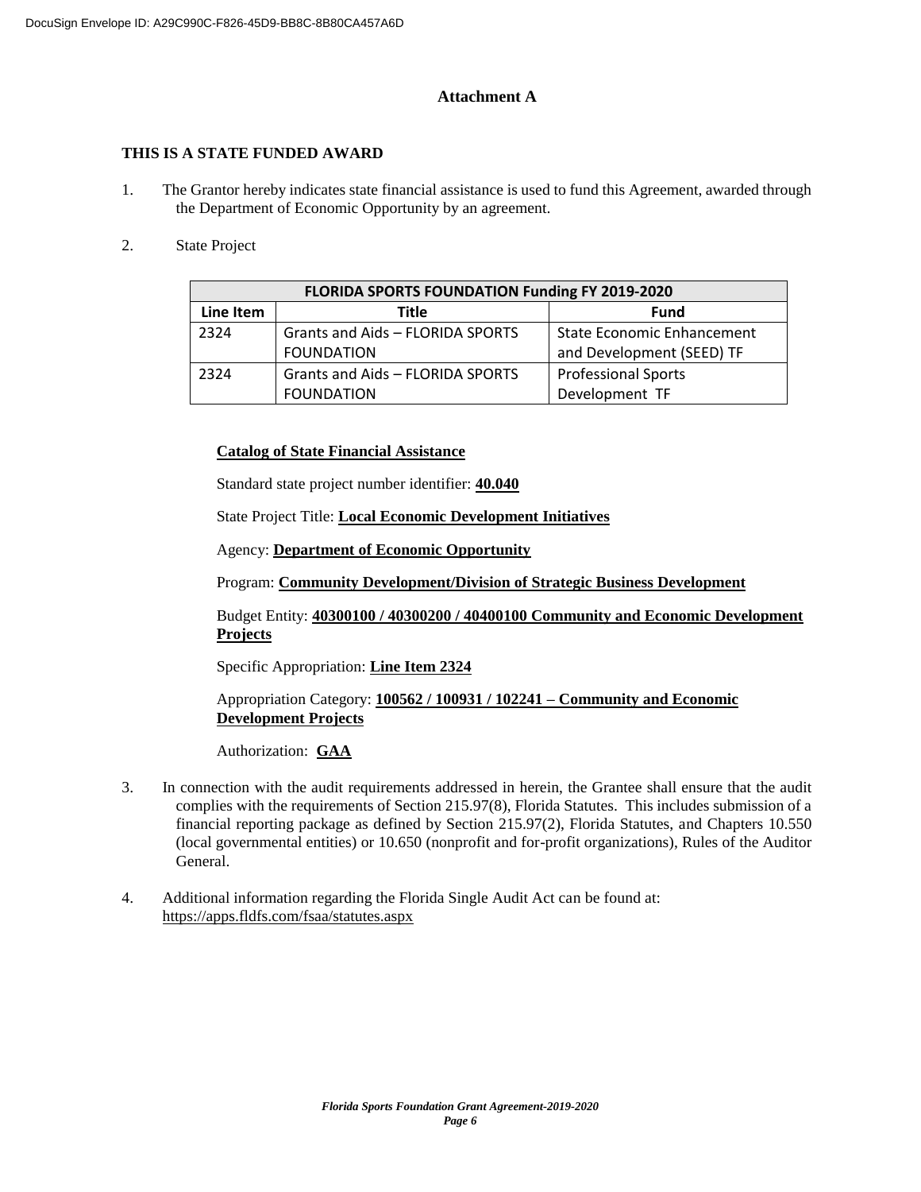## Attachment A

**THIS IS A STATE FUNDED AWARD**

1. The Grantor hereby indicates state financial assistance is used to fund this Agreement, awarded through the Department of Economic Opportunity by an agreement.

2. State Project

| FLORIDA SPORTS FOUNDATION Funding FY 2019-2020 | | |
|---|---|---|
| **Line Item** | **Title** | **Fund** |
| 2324 | Grants and Aids – FLORIDA SPORTS FOUNDATION | State Economic Enhancement and Development (SEED) TF |
| 2324 | Grants and Aids – FLORIDA SPORTS FOUNDATION | Professional Sports Development TF |

**Catalog of State Financial Assistance**

Standard state project number identifier: **40.040**

State Project Title: **Local Economic Development Initiatives**

Agency: **Department of Economic Opportunity**

Program: **Community Development/Division of Strategic Business Development**

Budget Entity: **40300100 / 40300200 / 40400100 Community and Economic Development Projects**

Specific Appropriation: **Line Item 2324**

Appropriation Category: **100562 / 100931 / 102241 – Community and Economic Development Projects**

Authorization: **GAA**

3. In connection with the audit requirements addressed in herein, the Grantee shall ensure that the audit complies with the requirements of Section 215.97(8), Florida Statutes. This includes submission of a financial reporting package as defined by Section 215.97(2), Florida Statutes, and Chapters 10.550 (local governmental entities) or 10.650 (nonprofit and for-profit organizations), Rules of the Auditor General.

4. Additional information regarding the Florida Single Audit Act can be found at: https://apps.fldfs.com/fsaa/statutes.aspx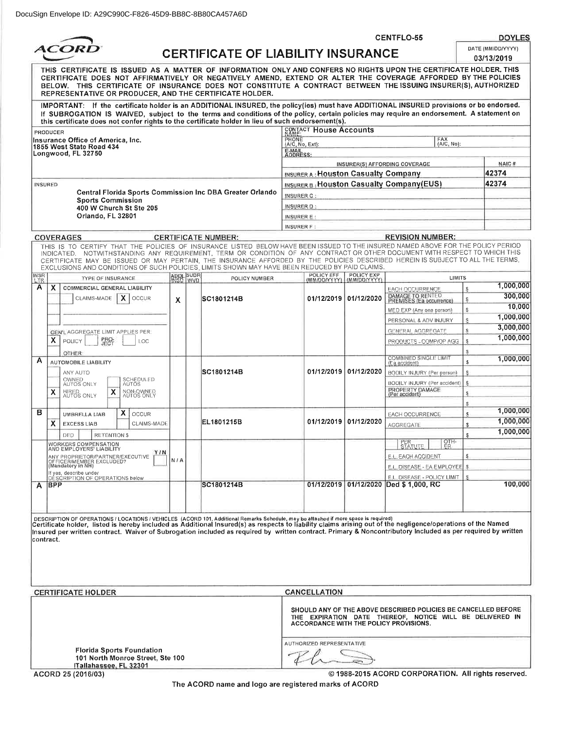DocuSign Envelope ID: A29C990C-F826-45D9-BB8C-8B80CA457A6D

ACORD

CENTFLO-55 DOYLES

# CERTIFICATE OF LIABILITY INSURANCE

DATE (MM/DD/YYYY): 03/13/2019

THIS CERTIFICATE IS ISSUED AS A MATTER OF INFORMATION ONLY AND CONFERS NO RIGHTS UPON THE CERTIFICATE HOLDER. THIS CERTIFICATE DOES NOT AFFIRMATIVELY OR NEGATIVELY AMEND, EXTEND OR ALTER THE COVERAGE AFFORDED BY THE POLICIES BELOW. THIS CERTIFICATE OF INSURANCE DOES NOT CONSTITUTE A CONTRACT BETWEEN THE ISSUING INSURER(S), AUTHORIZED REPRESENTATIVE OR PRODUCER, AND THE CERTIFICATE HOLDER.

IMPORTANT: If the certificate holder is an ADDITIONAL INSURED, the policy(ies) must have ADDITIONAL INSURED provisions or be endorsed. If SUBROGATION IS WAIVED, subject to the terms and conditions of the policy, certain policies may require an endorsement. A statement on this certificate does not confer rights to the certificate holder in lieu of such endorsement(s).

| | | | |
|---|---|---|---|
| PRODUCER<br>Insurance Office of America, Inc.<br>1855 West State Road 434<br>Longwood, FL 32750 | CONTACT NAME: House Accounts<br>PHONE (A/C, No, Ext):<br>E-MAIL ADDRESS: | FAX (A/C, No): | |
| | INSURER(S) AFFORDING COVERAGE | | NAIC # |
| | INSURER A : Houston Casualty Company | | 42374 |
| INSURED<br>Central Florida Sports Commission Inc DBA Greater Orlando Sports Commission<br>400 W Church St Ste 205<br>Orlando, FL 32801 | INSURER B : Houston Casualty Company(EUS) | | 42374 |
| | INSURER C : | | |
| | INSURER D : | | |
| | INSURER E : | | |
| | INSURER F : | | |

**COVERAGES** CERTIFICATE NUMBER: REVISION NUMBER:

THIS IS TO CERTIFY THAT THE POLICIES OF INSURANCE LISTED BELOW HAVE BEEN ISSUED TO THE INSURED NAMED ABOVE FOR THE POLICY PERIOD INDICATED. NOTWITHSTANDING ANY REQUIREMENT, TERM OR CONDITION OF ANY CONTRACT OR OTHER DOCUMENT WITH RESPECT TO WHICH THIS CERTIFICATE MAY BE ISSUED OR MAY PERTAIN, THE INSURANCE AFFORDED BY THE POLICIES DESCRIBED HEREIN IS SUBJECT TO ALL THE TERMS, EXCLUSIONS AND CONDITIONS OF SUCH POLICIES. LIMITS SHOWN MAY HAVE BEEN REDUCED BY PAID CLAIMS.

| INSR LTR | TYPE OF INSURANCE | ADDL INSD | SUBR WVD | POLICY NUMBER | POLICY EFF (MM/DD/YYYY) | POLICY EXP (MM/DD/YYYY) | LIMITS | |
|---|---|---|---|---|---|---|---|---|
| A | X COMMERCIAL GENERAL LIABILITY | | | | | | EACH OCCURRENCE | $ 1,000,000 |
| | CLAIMS-MADE [X] OCCUR | X | | SC1801214B | 01/12/2019 | 01/12/2020 | DAMAGE TO RENTED PREMISES (Ea occurrence) | $ 300,000 |
| | | | | | | | MED EXP (Any one person) | $ 10,000 |
| | | | | | | | PERSONAL & ADV INJURY | $ 1,000,000 |
| | GEN'L AGGREGATE LIMIT APPLIES PER: | | | | | | GENERAL AGGREGATE | $ 3,000,000 |
| | X POLICY [ ] PRO-JECT [ ] LOC | | | | | | PRODUCTS - COMP/OP AGG | $ 1,000,000 |
| | OTHER: | | | | | | | $ |
| A | AUTOMOBILE LIABILITY | | | | | | COMBINED SINGLE LIMIT (Ea accident) | $ 1,000,000 |
| | ANY AUTO | | | SC1801214B | 01/12/2019 | 01/12/2020 | BODILY INJURY (Per person) | $ |
| | OWNED AUTOS ONLY / SCHEDULED AUTOS | | | | | | BODILY INJURY (Per accident) | $ |
| | X HIRED AUTOS ONLY / X NON-OWNED AUTOS ONLY | | | | | | PROPERTY DAMAGE (Per accident) | $ |
| | | | | | | | | $ |
| B | UMBRELLA LIAB / X OCCUR | | | | | | EACH OCCURRENCE | $ 1,000,000 |
| | X EXCESS LIAB / CLAIMS-MADE | | | EL1801215B | 01/12/2019 | 01/12/2020 | AGGREGATE | $ 1,000,000 |
| | DED / RETENTION $ | | | | | | | $ 1,000,000 |
| | WORKERS COMPENSATION AND EMPLOYERS' LIABILITY Y/N | | | | | | PER STATUTE / OTH-ER | |
| | ANY PROPRIETOR/PARTNER/EXECUTIVE OFFICER/MEMBER EXCLUDED? (Mandatory in NH) | N/A | | | | | E.L. EACH ACCIDENT | $ |
| | If yes, describe under DESCRIPTION OF OPERATIONS below | | | | | | E.L. DISEASE - EA EMPLOYEE | $ |
| | | | | | | | E.L. DISEASE - POLICY LIMIT | $ |
| A | BPP | | | SC1801214B | 01/12/2019 | 01/12/2020 | Ded $ 1,000, RC | 100,000 |

DESCRIPTION OF OPERATIONS / LOCATIONS / VEHICLES (ACORD 101, Additional Remarks Schedule, may be attached if more space is required)
Certificate holder, listed is hereby included as Additional Insured(s) as respects to liability claims arising out of the negligence/operations of the Named Insured per written contract. Waiver of Subrogation included as required by written contract. Primary & Noncontributory Included as per required by written contract.

| CERTIFICATE HOLDER | CANCELLATION |
|---|---|
| Florida Sports Foundation<br>101 North Monroe Street, Ste 100<br>Tallahassee, FL 32301 | SHOULD ANY OF THE ABOVE DESCRIBED POLICIES BE CANCELLED BEFORE THE EXPIRATION DATE THEREOF, NOTICE WILL BE DELIVERED IN ACCORDANCE WITH THE POLICY PROVISIONS.<br><br>AUTHORIZED REPRESENTATIVE |

ACORD 25 (2016/03) © 1988-2015 ACORD CORPORATION. All rights reserved.

The ACORD name and logo are registered marks of ACORD